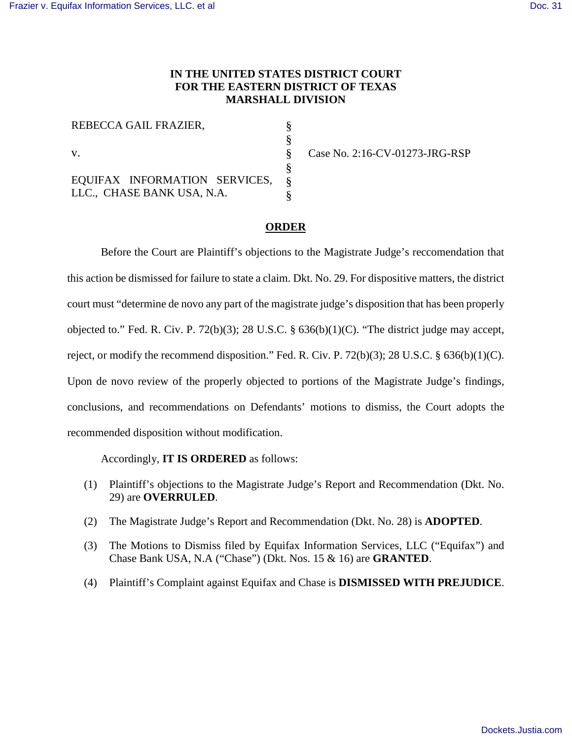**IN THE UNITED STATES DISTRICT COURT**
**FOR THE EASTERN DISTRICT OF TEXAS**
**MARSHALL DIVISION**

| | | |
|---|---|---|
| REBECCA GAIL FRAZIER, | § | |
| | § | |
| v. | § | Case No. 2:16-CV-01273-JRG-RSP |
| | § | |
| EQUIFAX INFORMATION SERVICES, LLC., CHASE BANK USA, N.A. | § | |
| | § | |

**ORDER**

Before the Court are Plaintiff's objections to the Magistrate Judge's reccomendation that this action be dismissed for failure to state a claim. Dkt. No. 29. For dispositive matters, the district court must "determine de novo any part of the magistrate judge's disposition that has been properly objected to." Fed. R. Civ. P. 72(b)(3); 28 U.S.C. § 636(b)(1)(C). "The district judge may accept, reject, or modify the recommend disposition." Fed. R. Civ. P. 72(b)(3); 28 U.S.C. § 636(b)(1)(C). Upon de novo review of the properly objected to portions of the Magistrate Judge's findings, conclusions, and recommendations on Defendants' motions to dismiss, the Court adopts the recommended disposition without modification.

Accordingly, **IT IS ORDERED** as follows:

(1) Plaintiff's objections to the Magistrate Judge's Report and Recommendation (Dkt. No. 29) are **OVERRULED**.

(2) The Magistrate Judge's Report and Recommendation (Dkt. No. 28) is **ADOPTED**.

(3) The Motions to Dismiss filed by Equifax Information Services, LLC ("Equifax") and Chase Bank USA, N.A ("Chase") (Dkt. Nos. 15 & 16) are **GRANTED**.

(4) Plaintiff's Complaint against Equifax and Chase is **DISMISSED WITH PREJUDICE**.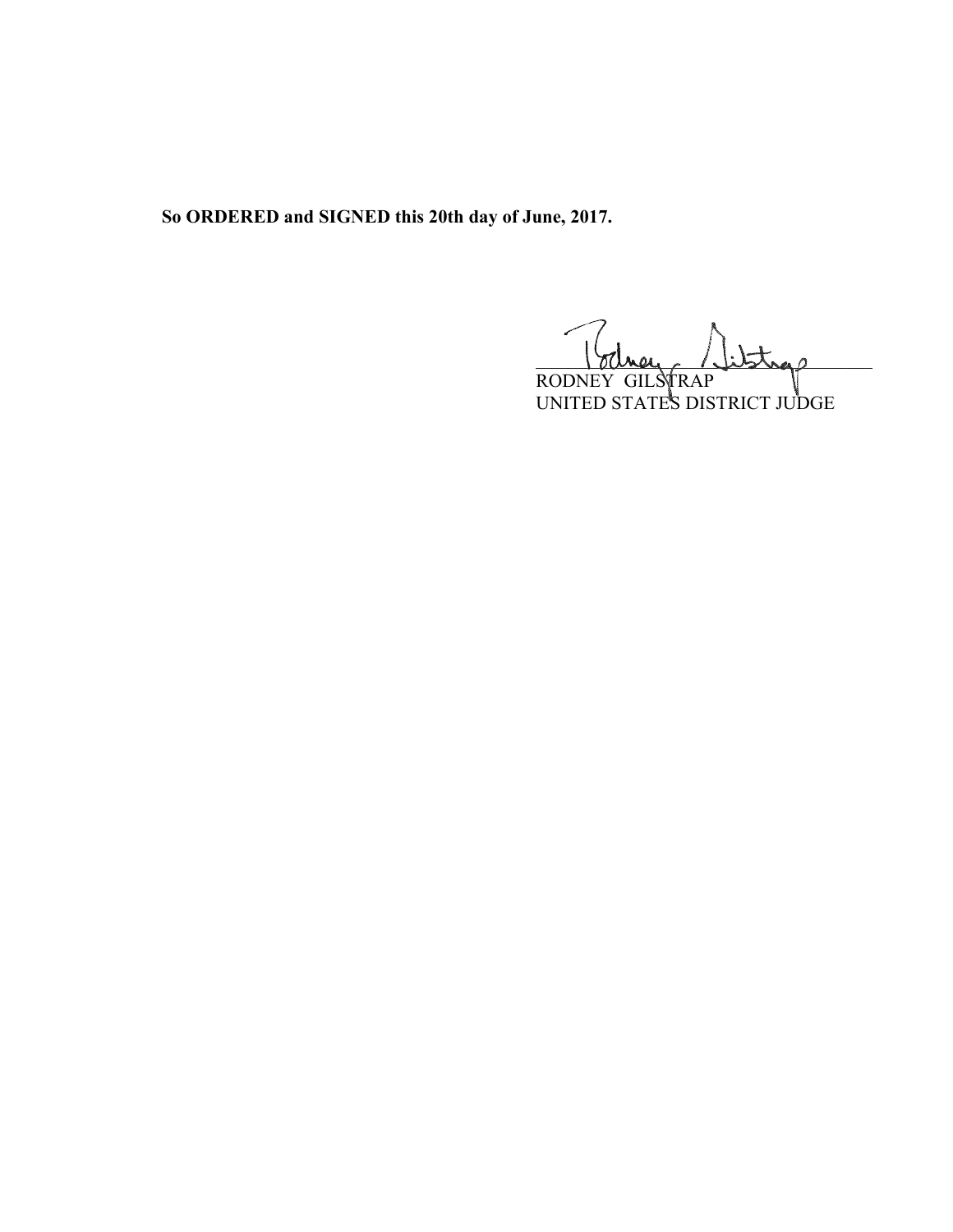**So ORDERED and SIGNED this 20th day of June, 2017.**

RODNEY GILSTRAP
UNITED STATES DISTRICT JUDGE